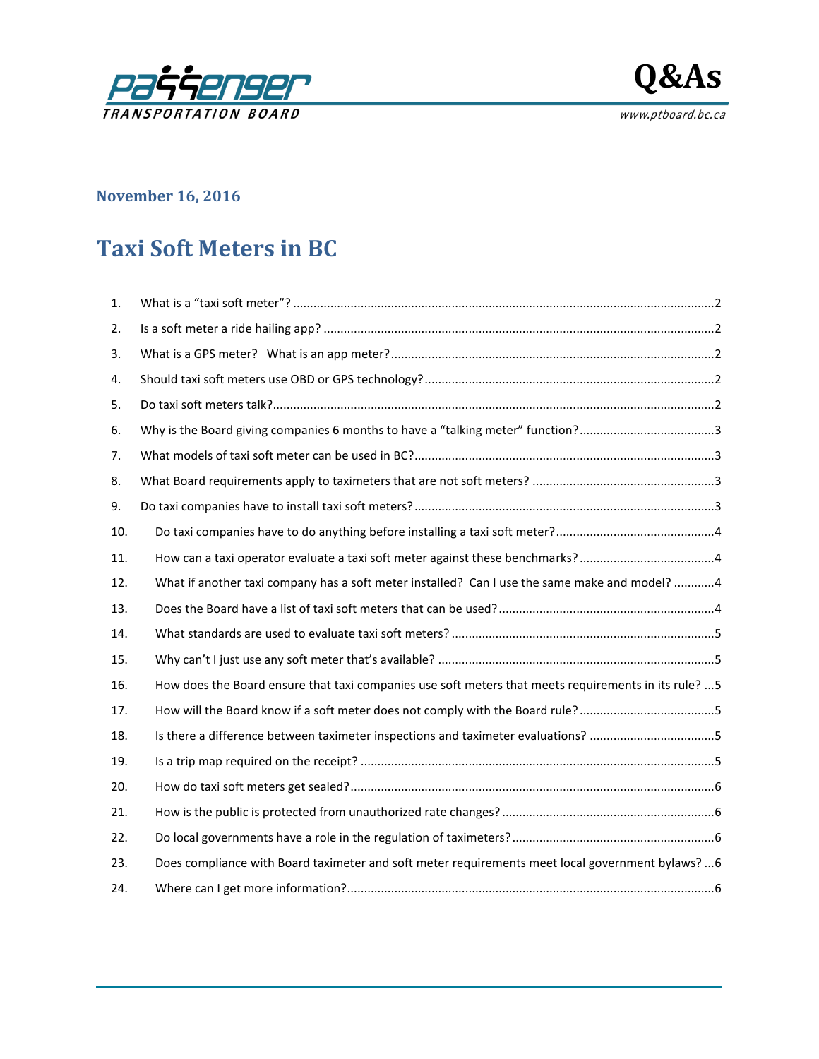Passenger Transportation Board

# Q&As

www.ptboard.bc.ca

**November 16, 2016**

# Taxi Soft Meters in BC

1. What is a "taxi soft meter"? ....... 2
2. Is a soft meter a ride hailing app? ....... 2
3. What is a GPS meter? What is an app meter? ....... 2
4. Should taxi soft meters use OBD or GPS technology? ....... 2
5. Do taxi soft meters talk? ....... 2
6. Why is the Board giving companies 6 months to have a "talking meter" function? ....... 3
7. What models of taxi soft meter can be used in BC? ....... 3
8. What Board requirements apply to taximeters that are not soft meters? ....... 3
9. Do taxi companies have to install taxi soft meters? ....... 3
10. Do taxi companies have to do anything before installing a taxi soft meter? ....... 4
11. How can a taxi operator evaluate a taxi soft meter against these benchmarks? ....... 4
12. What if another taxi company has a soft meter installed? Can I use the same make and model? ....... 4
13. Does the Board have a list of taxi soft meters that can be used? ....... 4
14. What standards are used to evaluate taxi soft meters? ....... 5
15. Why can't I just use any soft meter that's available? ....... 5
16. How does the Board ensure that taxi companies use soft meters that meets requirements in its rule? ....... 5
17. How will the Board know if a soft meter does not comply with the Board rule? ....... 5
18. Is there a difference between taximeter inspections and taximeter evaluations? ....... 5
19. Is a trip map required on the receipt? ....... 5
20. How do taxi soft meters get sealed? ....... 6
21. How is the public is protected from unauthorized rate changes? ....... 6
22. Do local governments have a role in the regulation of taximeters? ....... 6
23. Does compliance with Board taximeter and soft meter requirements meet local government bylaws? ....... 6
24. Where can I get more information? ....... 6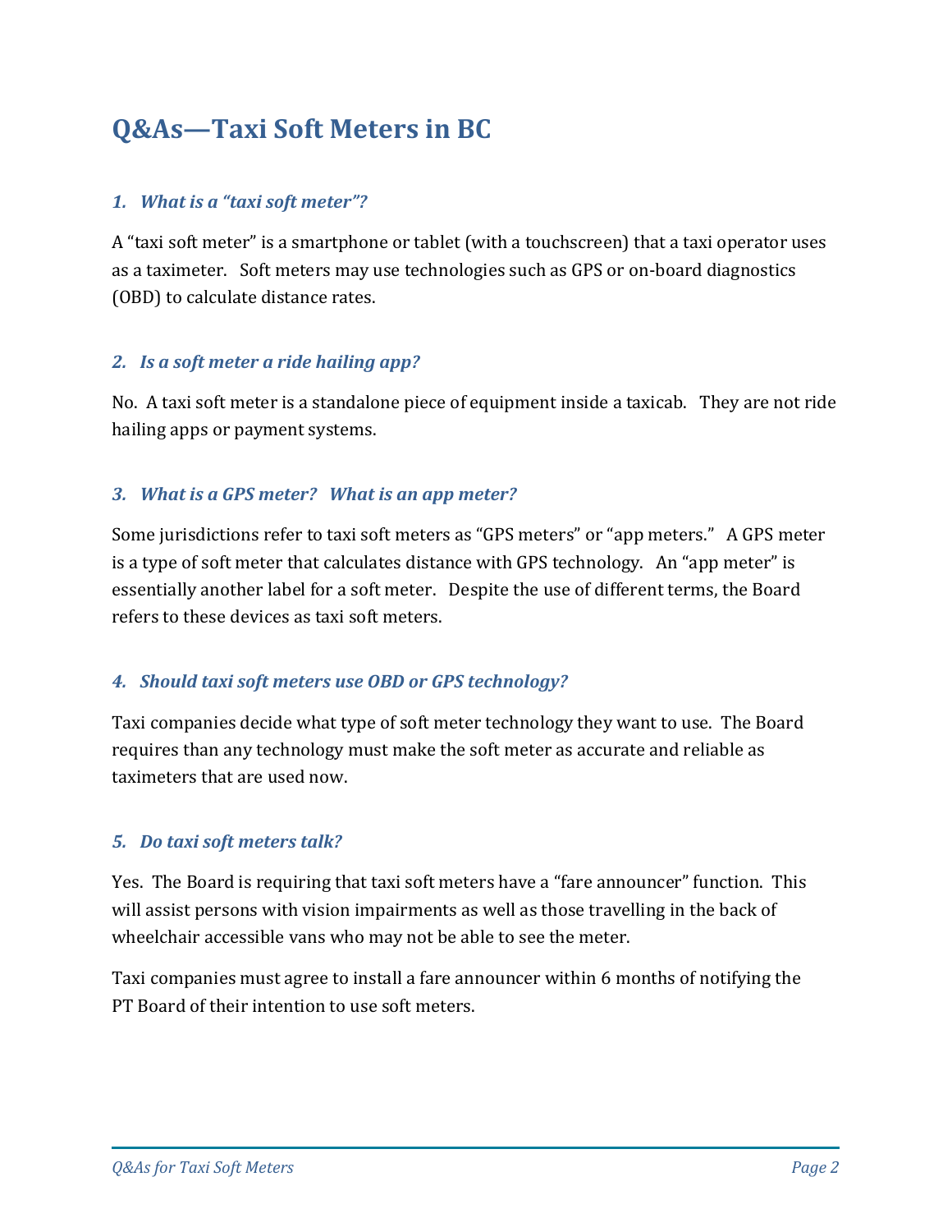# Q&As—Taxi Soft Meters in BC

### *1. What is a "taxi soft meter"?*

A "taxi soft meter" is a smartphone or tablet (with a touchscreen) that a taxi operator uses as a taximeter. Soft meters may use technologies such as GPS or on-board diagnostics (OBD) to calculate distance rates.

### *2. Is a soft meter a ride hailing app?*

No. A taxi soft meter is a standalone piece of equipment inside a taxicab. They are not ride hailing apps or payment systems.

### *3. What is a GPS meter? What is an app meter?*

Some jurisdictions refer to taxi soft meters as "GPS meters" or "app meters." A GPS meter is a type of soft meter that calculates distance with GPS technology. An "app meter" is essentially another label for a soft meter. Despite the use of different terms, the Board refers to these devices as taxi soft meters.

### *4. Should taxi soft meters use OBD or GPS technology?*

Taxi companies decide what type of soft meter technology they want to use. The Board requires than any technology must make the soft meter as accurate and reliable as taximeters that are used now.

### *5. Do taxi soft meters talk?*

Yes. The Board is requiring that taxi soft meters have a "fare announcer" function. This will assist persons with vision impairments as well as those travelling in the back of wheelchair accessible vans who may not be able to see the meter.

Taxi companies must agree to install a fare announcer within 6 months of notifying the PT Board of their intention to use soft meters.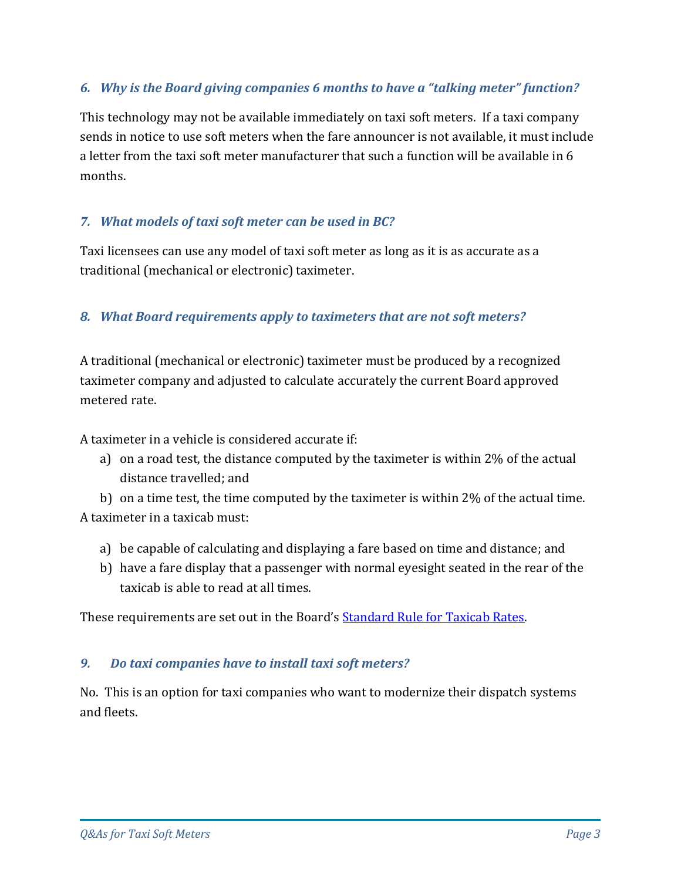### *6. Why is the Board giving companies 6 months to have a "talking meter" function?*

This technology may not be available immediately on taxi soft meters. If a taxi company sends in notice to use soft meters when the fare announcer is not available, it must include a letter from the taxi soft meter manufacturer that such a function will be available in 6 months.

### *7. What models of taxi soft meter can be used in BC?*

Taxi licensees can use any model of taxi soft meter as long as it is as accurate as a traditional (mechanical or electronic) taximeter.

### *8. What Board requirements apply to taximeters that are not soft meters?*

A traditional (mechanical or electronic) taximeter must be produced by a recognized taximeter company and adjusted to calculate accurately the current Board approved metered rate.

A taximeter in a vehicle is considered accurate if:

a) on a road test, the distance computed by the taximeter is within 2% of the actual distance travelled; and
b) on a time test, the time computed by the taximeter is within 2% of the actual time.

A taximeter in a taxicab must:

a) be capable of calculating and displaying a fare based on time and distance; and
b) have a fare display that a passenger with normal eyesight seated in the rear of the taxicab is able to read at all times.

These requirements are set out in the Board's Standard Rule for Taxicab Rates.

### *9. Do taxi companies have to install taxi soft meters?*

No. This is an option for taxi companies who want to modernize their dispatch systems and fleets.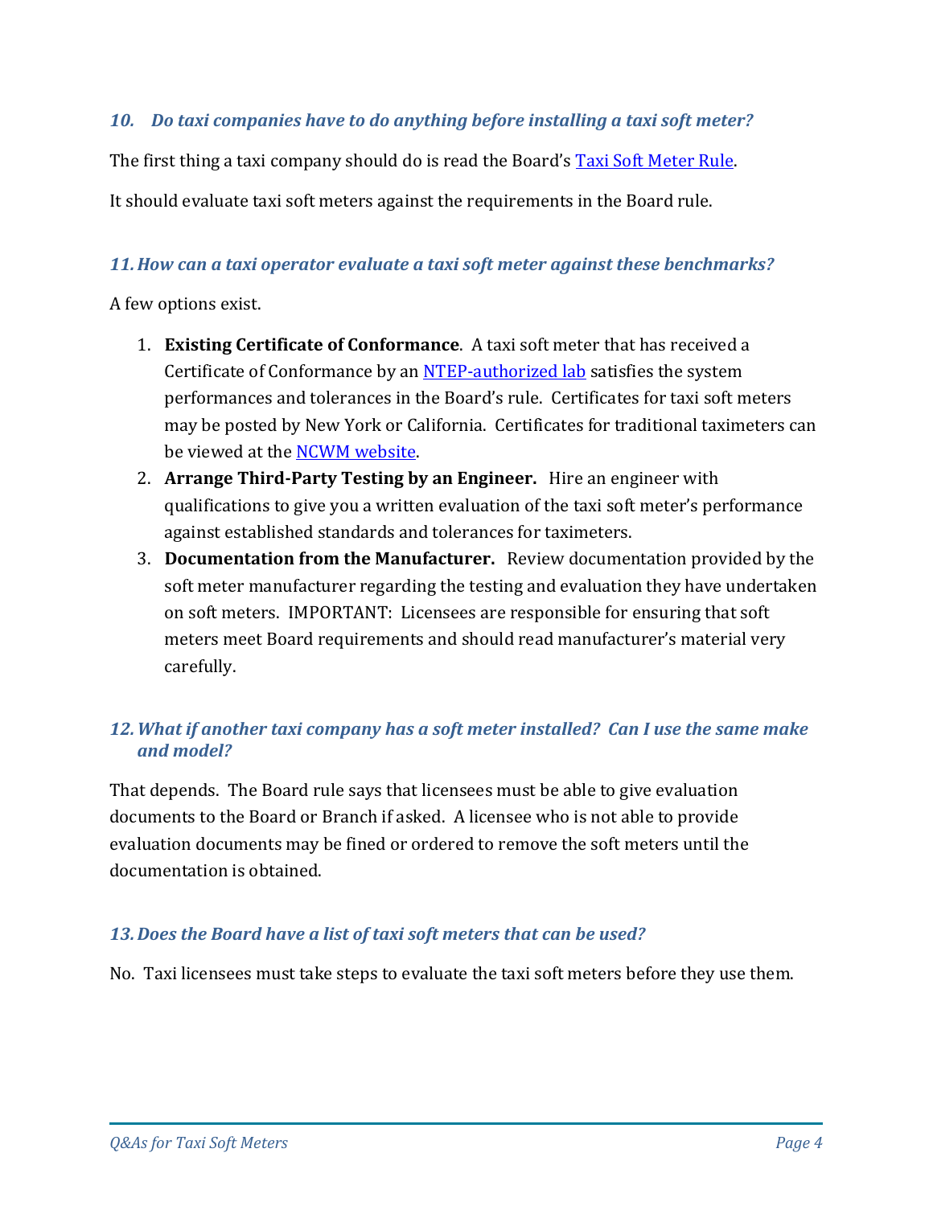### *10. Do taxi companies have to do anything before installing a taxi soft meter?*

The first thing a taxi company should do is read the Board's Taxi Soft Meter Rule.

It should evaluate taxi soft meters against the requirements in the Board rule.

### *11. How can a taxi operator evaluate a taxi soft meter against these benchmarks?*

A few options exist.

1. **Existing Certificate of Conformance**. A taxi soft meter that has received a Certificate of Conformance by an NTEP-authorized lab satisfies the system performances and tolerances in the Board's rule. Certificates for taxi soft meters may be posted by New York or California. Certificates for traditional taximeters can be viewed at the NCWM website.
2. **Arrange Third-Party Testing by an Engineer.** Hire an engineer with qualifications to give you a written evaluation of the taxi soft meter's performance against established standards and tolerances for taximeters.
3. **Documentation from the Manufacturer.** Review documentation provided by the soft meter manufacturer regarding the testing and evaluation they have undertaken on soft meters. IMPORTANT: Licensees are responsible for ensuring that soft meters meet Board requirements and should read manufacturer's material very carefully.

### *12. What if another taxi company has a soft meter installed? Can I use the same make and model?*

That depends. The Board rule says that licensees must be able to give evaluation documents to the Board or Branch if asked. A licensee who is not able to provide evaluation documents may be fined or ordered to remove the soft meters until the documentation is obtained.

### *13. Does the Board have a list of taxi soft meters that can be used?*

No. Taxi licensees must take steps to evaluate the taxi soft meters before they use them.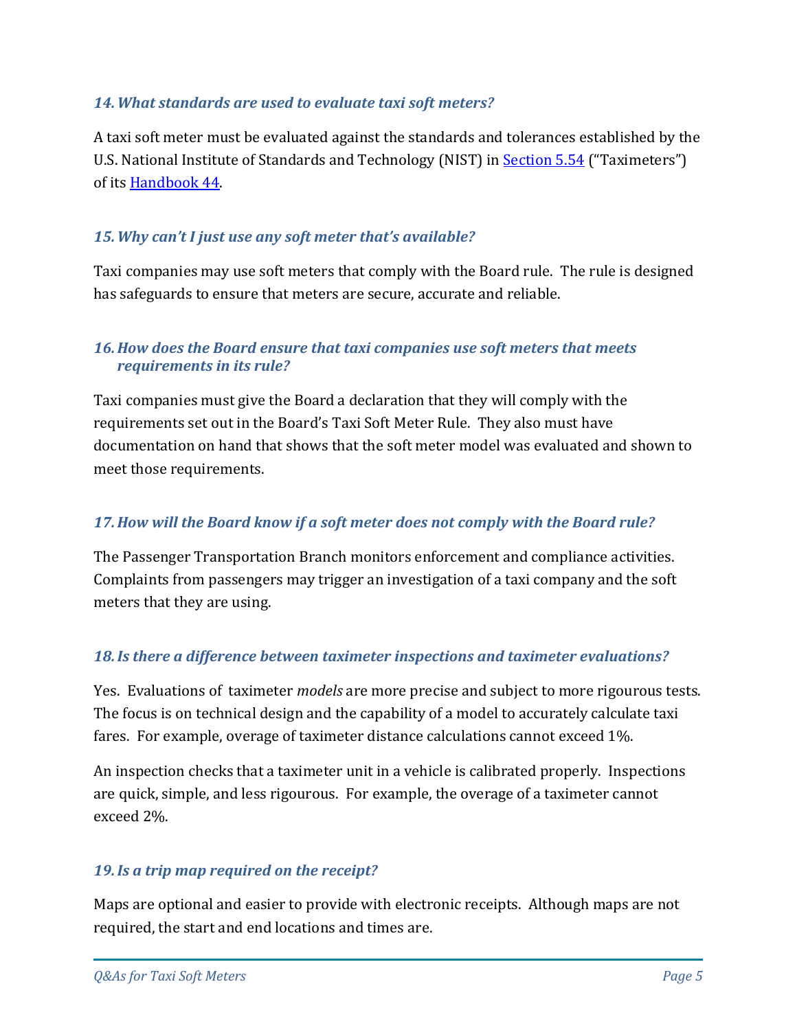### *14. What standards are used to evaluate taxi soft meters?*

A taxi soft meter must be evaluated against the standards and tolerances established by the U.S. National Institute of Standards and Technology (NIST) in [Section 5.54](#) ("Taximeters") of its [Handbook 44](#).

### *15. Why can't I just use any soft meter that's available?*

Taxi companies may use soft meters that comply with the Board rule. The rule is designed has safeguards to ensure that meters are secure, accurate and reliable.

### *16. How does the Board ensure that taxi companies use soft meters that meets requirements in its rule?*

Taxi companies must give the Board a declaration that they will comply with the requirements set out in the Board's Taxi Soft Meter Rule. They also must have documentation on hand that shows that the soft meter model was evaluated and shown to meet those requirements.

### *17. How will the Board know if a soft meter does not comply with the Board rule?*

The Passenger Transportation Branch monitors enforcement and compliance activities. Complaints from passengers may trigger an investigation of a taxi company and the soft meters that they are using.

### *18. Is there a difference between taximeter inspections and taximeter evaluations?*

Yes. Evaluations of taximeter *models* are more precise and subject to more rigourous tests. The focus is on technical design and the capability of a model to accurately calculate taxi fares. For example, overage of taximeter distance calculations cannot exceed 1%.

An inspection checks that a taximeter unit in a vehicle is calibrated properly. Inspections are quick, simple, and less rigourous. For example, the overage of a taximeter cannot exceed 2%.

### *19. Is a trip map required on the receipt?*

Maps are optional and easier to provide with electronic receipts. Although maps are not required, the start and end locations and times are.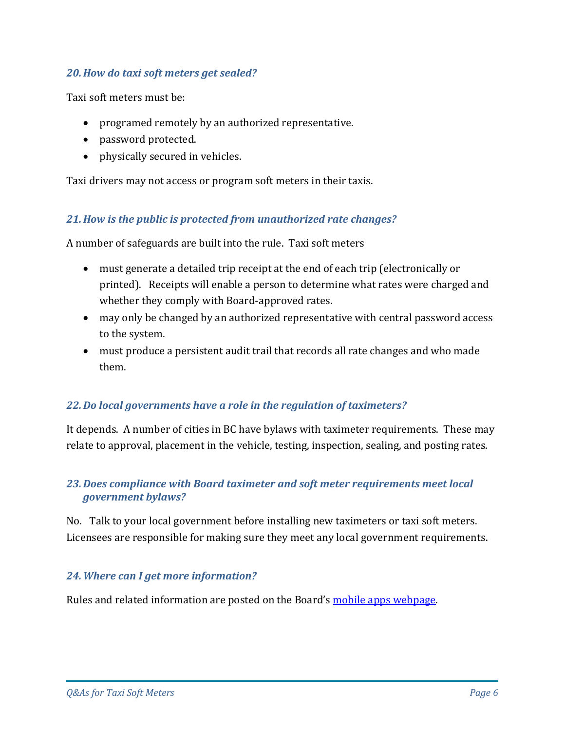### *20. How do taxi soft meters get sealed?*

Taxi soft meters must be:

- programed remotely by an authorized representative.
- password protected.
- physically secured in vehicles.

Taxi drivers may not access or program soft meters in their taxis.

### *21. How is the public is protected from unauthorized rate changes?*

A number of safeguards are built into the rule. Taxi soft meters

- must generate a detailed trip receipt at the end of each trip (electronically or printed). Receipts will enable a person to determine what rates were charged and whether they comply with Board-approved rates.
- may only be changed by an authorized representative with central password access to the system.
- must produce a persistent audit trail that records all rate changes and who made them.

### *22. Do local governments have a role in the regulation of taximeters?*

It depends. A number of cities in BC have bylaws with taximeter requirements. These may relate to approval, placement in the vehicle, testing, inspection, sealing, and posting rates.

### *23. Does compliance with Board taximeter and soft meter requirements meet local government bylaws?*

No. Talk to your local government before installing new taximeters or taxi soft meters. Licensees are responsible for making sure they meet any local government requirements.

### *24. Where can I get more information?*

Rules and related information are posted on the Board's mobile apps webpage.